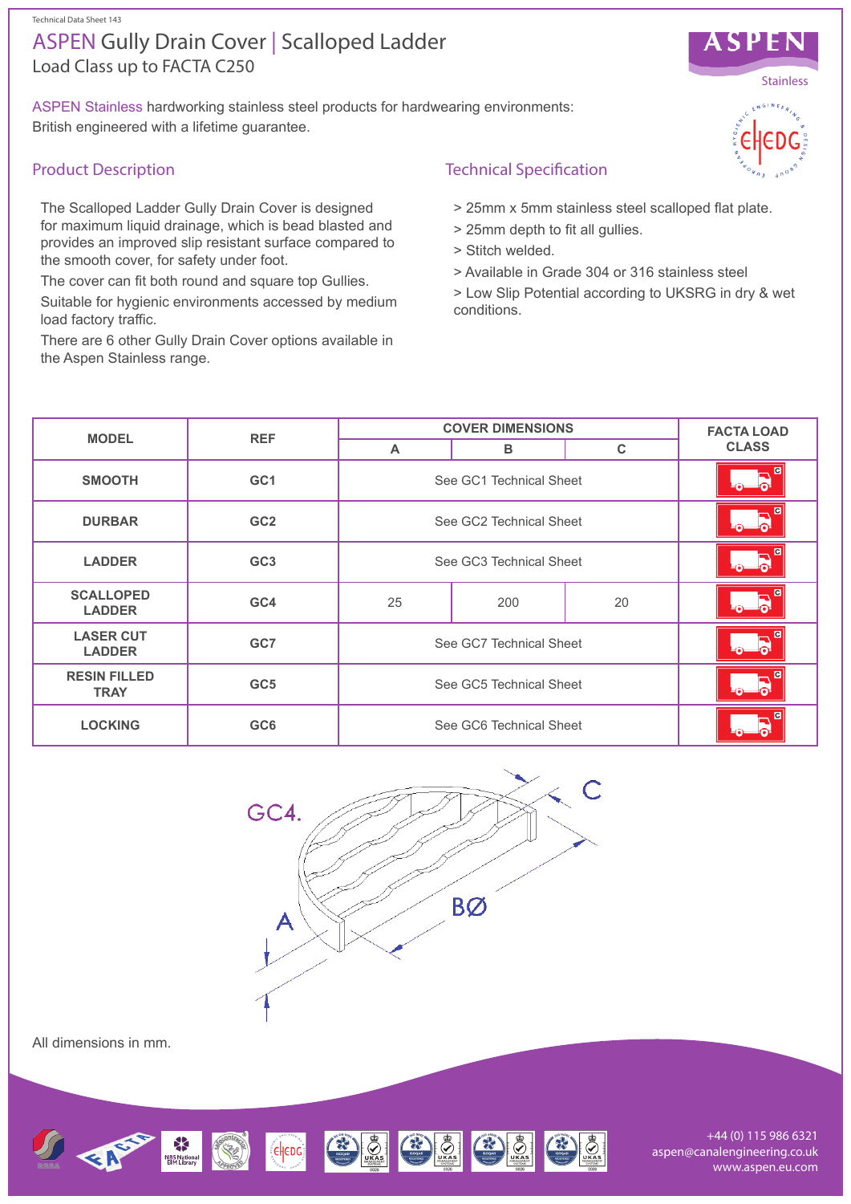Technical Data Sheet 143

# ASPEN Gully Drain Cover | Scalloped Ladder

Load Class up to FACTA C250

ASPEN Stainless hardworking stainless steel products for hardwearing environments: British engineered with a lifetime guarantee.

## Product Description

The Scalloped Ladder Gully Drain Cover is designed for maximum liquid drainage, which is bead blasted and provides an improved slip resistant surface compared to the smooth cover, for safety under foot.

The cover can fit both round and square top Gullies.

Suitable for hygienic environments accessed by medium load factory traffic.

There are 6 other Gully Drain Cover options available in the Aspen Stainless range.

## Technical Specification

> 25mm x 5mm stainless steel scalloped flat plate.

> 25mm depth to fit all gullies.

> Stitch welded.

> Available in Grade 304 or 316 stainless steel

> Low Slip Potential according to UKSRG in dry & wet conditions.

| MODEL | REF | COVER DIMENSIONS | | | FACTA LOAD CLASS |
|---|---|---|---|---|---|
| | | A | B | C | |
| SMOOTH | GC1 | See GC1 Technical Sheet | | | C |
| DURBAR | GC2 | See GC2 Technical Sheet | | | C |
| LADDER | GC3 | See GC3 Technical Sheet | | | C |
| SCALLOPED LADDER | GC4 | 25 | 200 | 20 | C |
| LASER CUT LADDER | GC7 | See GC7 Technical Sheet | | | C |
| RESIN FILLED TRAY | GC5 | See GC5 Technical Sheet | | | C |
| LOCKING | GC6 | See GC6 Technical Sheet | | | C |

GC4.

A

BØ

C

All dimensions in mm.

+44 (0) 115 986 6321
aspen@canalengineering.co.uk
www.aspen.eu.com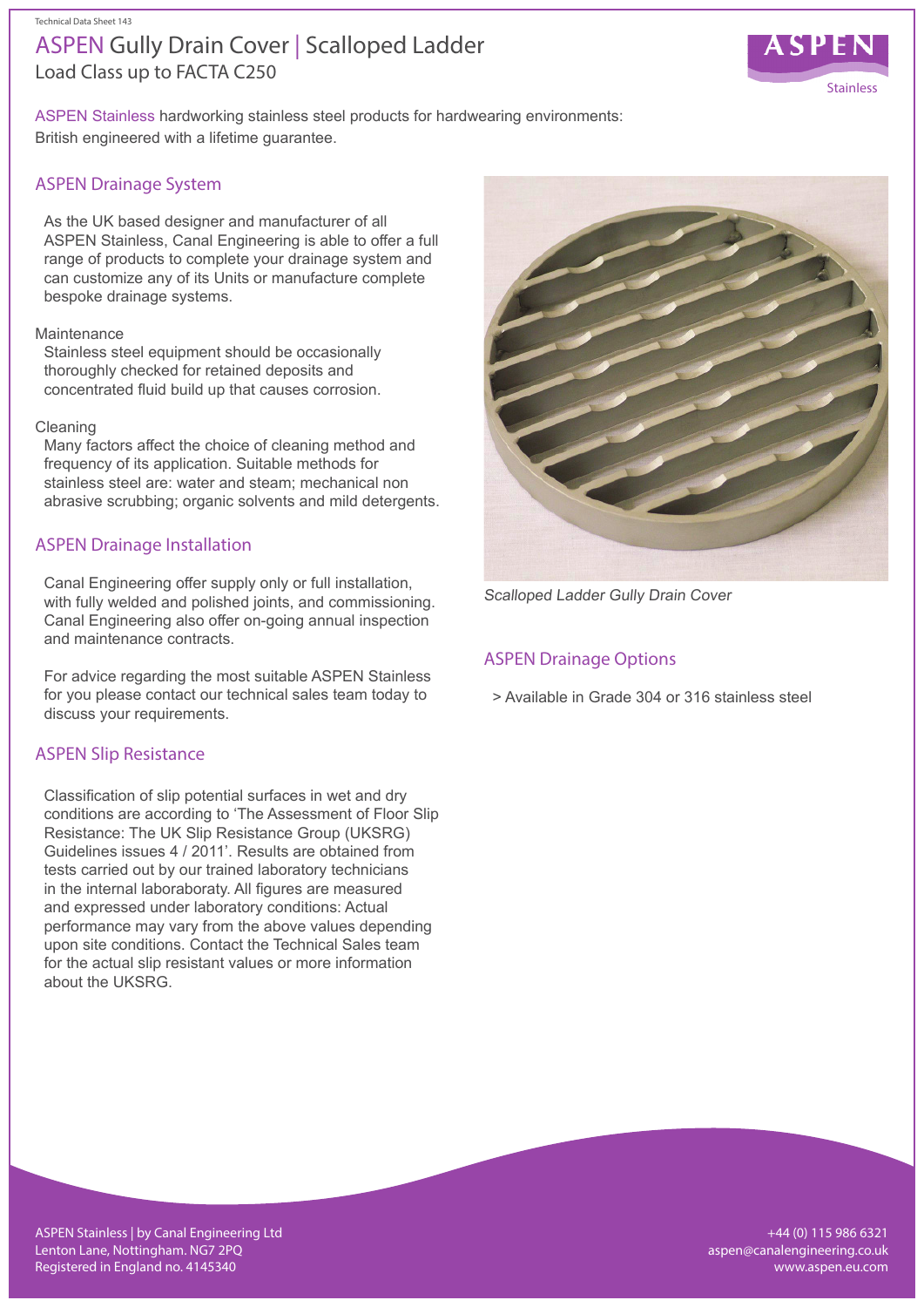Technical Data Sheet 143

# ASPEN Gully Drain Cover | Scalloped Ladder

Load Class up to FACTA C250

ASPEN Stainless hardworking stainless steel products for hardwearing environments: British engineered with a lifetime guarantee.

## ASPEN Drainage System

As the UK based designer and manufacturer of all ASPEN Stainless, Canal Engineering is able to offer a full range of products to complete your drainage system and can customize any of its Units or manufacture complete bespoke drainage systems.

Maintenance

Stainless steel equipment should be occasionally thoroughly checked for retained deposits and concentrated fluid build up that causes corrosion.

Cleaning

Many factors affect the choice of cleaning method and frequency of its application. Suitable methods for stainless steel are: water and steam; mechanical non abrasive scrubbing; organic solvents and mild detergents.

## ASPEN Drainage Installation

Canal Engineering offer supply only or full installation, with fully welded and polished joints, and commissioning. Canal Engineering also offer on-going annual inspection and maintenance contracts.

For advice regarding the most suitable ASPEN Stainless for you please contact our technical sales team today to discuss your requirements.

## ASPEN Slip Resistance

Classification of slip potential surfaces in wet and dry conditions are according to 'The Assessment of Floor Slip Resistance: The UK Slip Resistance Group (UKSRG) Guidelines issues 4 / 2011'. Results are obtained from tests carried out by our trained laboratory technicians in the internal laboraboraty. All figures are measured and expressed under laboratory conditions: Actual performance may vary from the above values depending upon site conditions. Contact the Technical Sales team for the actual slip resistant values or more information about the UKSRG.

*Scalloped Ladder Gully Drain Cover*

## ASPEN Drainage Options

> Available in Grade 304 or 316 stainless steel

ASPEN Stainless | by Canal Engineering Ltd
Lenton Lane, Nottingham. NG7 2PQ
Registered in England no. 4145340

+44 (0) 115 986 6321
aspen@canalengineering.co.uk
www.aspen.eu.com